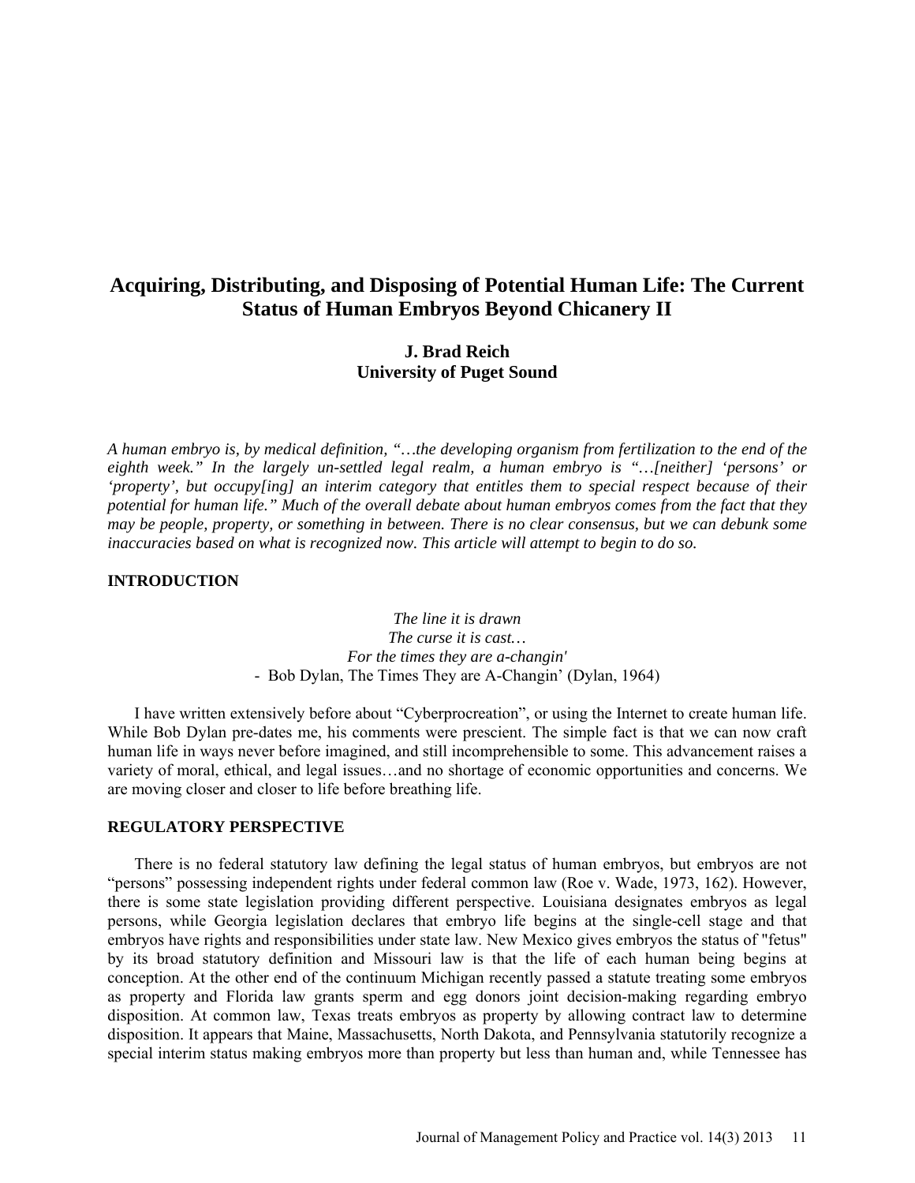# Acquiring, Distributing, and Disposing of Potential Human Life: The Current Status of Human Embryos Beyond Chicanery II

**J. Brad Reich**
**University of Puget Sound**

*A human embryo is, by medical definition, "…the developing organism from fertilization to the end of the eighth week." In the largely un-settled legal realm, a human embryo is "…[neither] 'persons' or 'property', but occupy[ing] an interim category that entitles them to special respect because of their potential for human life." Much of the overall debate about human embryos comes from the fact that they may be people, property, or something in between. There is no clear consensus, but we can debunk some inaccuracies based on what is recognized now. This article will attempt to begin to do so.*

## INTRODUCTION

*The line it is drawn*
*The curse it is cast…*
*For the times they are a-changin'*
\- Bob Dylan, The Times They are A-Changin' (Dylan, 1964)

I have written extensively before about "Cyberprocreation", or using the Internet to create human life. While Bob Dylan pre-dates me, his comments were prescient. The simple fact is that we can now craft human life in ways never before imagined, and still incomprehensible to some. This advancement raises a variety of moral, ethical, and legal issues…and no shortage of economic opportunities and concerns. We are moving closer and closer to life before breathing life.

## REGULATORY PERSPECTIVE

There is no federal statutory law defining the legal status of human embryos, but embryos are not "persons" possessing independent rights under federal common law (Roe v. Wade, 1973, 162). However, there is some state legislation providing different perspective. Louisiana designates embryos as legal persons, while Georgia legislation declares that embryo life begins at the single-cell stage and that embryos have rights and responsibilities under state law. New Mexico gives embryos the status of "fetus" by its broad statutory definition and Missouri law is that the life of each human being begins at conception. At the other end of the continuum Michigan recently passed a statute treating some embryos as property and Florida law grants sperm and egg donors joint decision-making regarding embryo disposition. At common law, Texas treats embryos as property by allowing contract law to determine disposition. It appears that Maine, Massachusetts, North Dakota, and Pennsylvania statutorily recognize a special interim status making embryos more than property but less than human and, while Tennessee has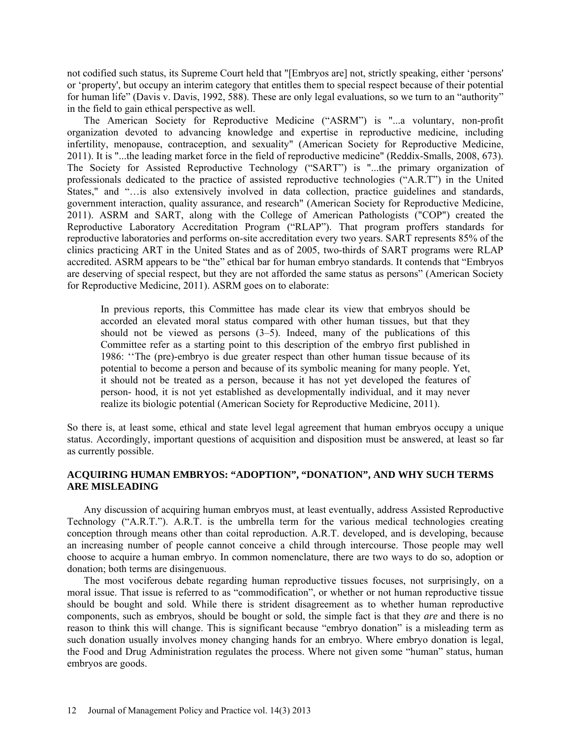not codified such status, its Supreme Court held that "[Embryos are] not, strictly speaking, either 'persons' or 'property', but occupy an interim category that entitles them to special respect because of their potential for human life" (Davis v. Davis, 1992, 588). These are only legal evaluations, so we turn to an "authority" in the field to gain ethical perspective as well.

The American Society for Reproductive Medicine ("ASRM") is "...a voluntary, non-profit organization devoted to advancing knowledge and expertise in reproductive medicine, including infertility, menopause, contraception, and sexuality" (American Society for Reproductive Medicine, 2011). It is "...the leading market force in the field of reproductive medicine" (Reddix-Smalls, 2008, 673). The Society for Assisted Reproductive Technology ("SART") is "...the primary organization of professionals dedicated to the practice of assisted reproductive technologies ("A.R.T") in the United States," and "…is also extensively involved in data collection, practice guidelines and standards, government interaction, quality assurance, and research" (American Society for Reproductive Medicine, 2011). ASRM and SART, along with the College of American Pathologists ("COP") created the Reproductive Laboratory Accreditation Program ("RLAP"). That program proffers standards for reproductive laboratories and performs on-site accreditation every two years. SART represents 85% of the clinics practicing ART in the United States and as of 2005, two-thirds of SART programs were RLAP accredited. ASRM appears to be "the" ethical bar for human embryo standards. It contends that "Embryos are deserving of special respect, but they are not afforded the same status as persons" (American Society for Reproductive Medicine, 2011). ASRM goes on to elaborate:

> In previous reports, this Committee has made clear its view that embryos should be accorded an elevated moral status compared with other human tissues, but that they should not be viewed as persons (3–5). Indeed, many of the publications of this Committee refer as a starting point to this description of the embryo first published in 1986: ''The (pre)-embryo is due greater respect than other human tissue because of its potential to become a person and because of its symbolic meaning for many people. Yet, it should not be treated as a person, because it has not yet developed the features of person- hood, it is not yet established as developmentally individual, and it may never realize its biologic potential (American Society for Reproductive Medicine, 2011).

So there is, at least some, ethical and state level legal agreement that human embryos occupy a unique status. Accordingly, important questions of acquisition and disposition must be answered, at least so far as currently possible.

## ACQUIRING HUMAN EMBRYOS: "ADOPTION", "DONATION", AND WHY SUCH TERMS ARE MISLEADING

Any discussion of acquiring human embryos must, at least eventually, address Assisted Reproductive Technology ("A.R.T."). A.R.T. is the umbrella term for the various medical technologies creating conception through means other than coital reproduction. A.R.T. developed, and is developing, because an increasing number of people cannot conceive a child through intercourse. Those people may well choose to acquire a human embryo. In common nomenclature, there are two ways to do so, adoption or donation; both terms are disingenuous.

The most vociferous debate regarding human reproductive tissues focuses, not surprisingly, on a moral issue. That issue is referred to as "commodification", or whether or not human reproductive tissue should be bought and sold. While there is strident disagreement as to whether human reproductive components, such as embryos, should be bought or sold, the simple fact is that they *are* and there is no reason to think this will change. This is significant because "embryo donation" is a misleading term as such donation usually involves money changing hands for an embryo. Where embryo donation is legal, the Food and Drug Administration regulates the process. Where not given some "human" status, human embryos are goods.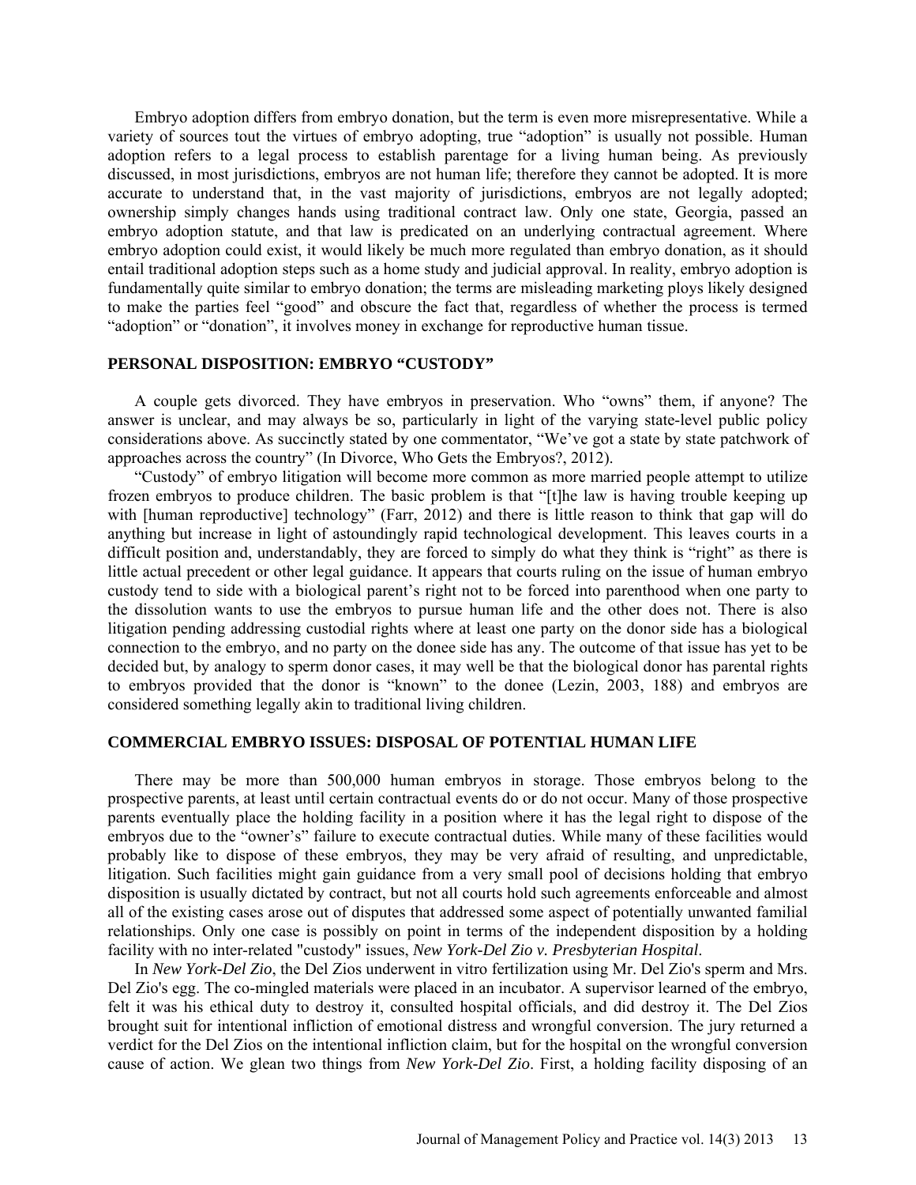Embryo adoption differs from embryo donation, but the term is even more misrepresentative. While a variety of sources tout the virtues of embryo adopting, true "adoption" is usually not possible. Human adoption refers to a legal process to establish parentage for a living human being. As previously discussed, in most jurisdictions, embryos are not human life; therefore they cannot be adopted. It is more accurate to understand that, in the vast majority of jurisdictions, embryos are not legally adopted; ownership simply changes hands using traditional contract law. Only one state, Georgia, passed an embryo adoption statute, and that law is predicated on an underlying contractual agreement. Where embryo adoption could exist, it would likely be much more regulated than embryo donation, as it should entail traditional adoption steps such as a home study and judicial approval. In reality, embryo adoption is fundamentally quite similar to embryo donation; the terms are misleading marketing ploys likely designed to make the parties feel "good" and obscure the fact that, regardless of whether the process is termed "adoption" or "donation", it involves money in exchange for reproductive human tissue.

## PERSONAL DISPOSITION: EMBRYO "CUSTODY"

A couple gets divorced. They have embryos in preservation. Who "owns" them, if anyone? The answer is unclear, and may always be so, particularly in light of the varying state-level public policy considerations above. As succinctly stated by one commentator, "We've got a state by state patchwork of approaches across the country" (In Divorce, Who Gets the Embryos?, 2012).

"Custody" of embryo litigation will become more common as more married people attempt to utilize frozen embryos to produce children. The basic problem is that "[t]he law is having trouble keeping up with [human reproductive] technology" (Farr, 2012) and there is little reason to think that gap will do anything but increase in light of astoundingly rapid technological development. This leaves courts in a difficult position and, understandably, they are forced to simply do what they think is "right" as there is little actual precedent or other legal guidance. It appears that courts ruling on the issue of human embryo custody tend to side with a biological parent's right not to be forced into parenthood when one party to the dissolution wants to use the embryos to pursue human life and the other does not. There is also litigation pending addressing custodial rights where at least one party on the donor side has a biological connection to the embryo, and no party on the donee side has any. The outcome of that issue has yet to be decided but, by analogy to sperm donor cases, it may well be that the biological donor has parental rights to embryos provided that the donor is "known" to the donee (Lezin, 2003, 188) and embryos are considered something legally akin to traditional living children.

## COMMERCIAL EMBRYO ISSUES: DISPOSAL OF POTENTIAL HUMAN LIFE

There may be more than 500,000 human embryos in storage. Those embryos belong to the prospective parents, at least until certain contractual events do or do not occur. Many of those prospective parents eventually place the holding facility in a position where it has the legal right to dispose of the embryos due to the "owner's" failure to execute contractual duties. While many of these facilities would probably like to dispose of these embryos, they may be very afraid of resulting, and unpredictable, litigation. Such facilities might gain guidance from a very small pool of decisions holding that embryo disposition is usually dictated by contract, but not all courts hold such agreements enforceable and almost all of the existing cases arose out of disputes that addressed some aspect of potentially unwanted familial relationships. Only one case is possibly on point in terms of the independent disposition by a holding facility with no inter-related "custody" issues, *New York-Del Zio v. Presbyterian Hospital*.

In *New York-Del Zio*, the Del Zios underwent in vitro fertilization using Mr. Del Zio's sperm and Mrs. Del Zio's egg. The co-mingled materials were placed in an incubator. A supervisor learned of the embryo, felt it was his ethical duty to destroy it, consulted hospital officials, and did destroy it. The Del Zios brought suit for intentional infliction of emotional distress and wrongful conversion. The jury returned a verdict for the Del Zios on the intentional infliction claim, but for the hospital on the wrongful conversion cause of action. We glean two things from *New York-Del Zio*. First, a holding facility disposing of an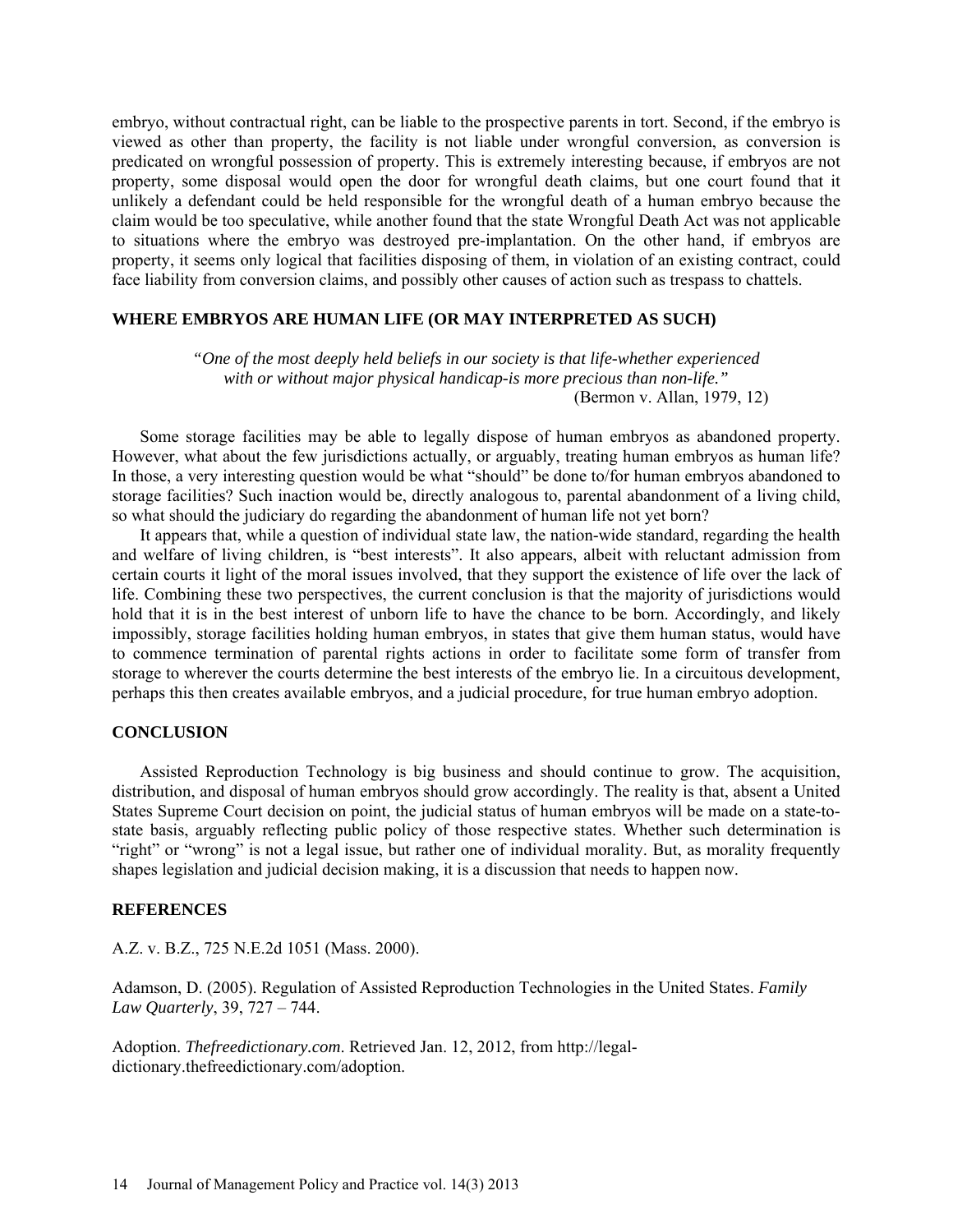embryo, without contractual right, can be liable to the prospective parents in tort. Second, if the embryo is viewed as other than property, the facility is not liable under wrongful conversion, as conversion is predicated on wrongful possession of property. This is extremely interesting because, if embryos are not property, some disposal would open the door for wrongful death claims, but one court found that it unlikely a defendant could be held responsible for the wrongful death of a human embryo because the claim would be too speculative, while another found that the state Wrongful Death Act was not applicable to situations where the embryo was destroyed pre-implantation. On the other hand, if embryos are property, it seems only logical that facilities disposing of them, in violation of an existing contract, could face liability from conversion claims, and possibly other causes of action such as trespass to chattels.

## WHERE EMBRYOS ARE HUMAN LIFE (OR MAY INTERPRETED AS SUCH)

> *"One of the most deeply held beliefs in our society is that life-whether experienced with or without major physical handicap-is more precious than non-life."*
>
> (Bermon v. Allan, 1979, 12)

Some storage facilities may be able to legally dispose of human embryos as abandoned property. However, what about the few jurisdictions actually, or arguably, treating human embryos as human life? In those, a very interesting question would be what "should" be done to/for human embryos abandoned to storage facilities? Such inaction would be, directly analogous to, parental abandonment of a living child, so what should the judiciary do regarding the abandonment of human life not yet born?

It appears that, while a question of individual state law, the nation-wide standard, regarding the health and welfare of living children, is "best interests". It also appears, albeit with reluctant admission from certain courts it light of the moral issues involved, that they support the existence of life over the lack of life. Combining these two perspectives, the current conclusion is that the majority of jurisdictions would hold that it is in the best interest of unborn life to have the chance to be born. Accordingly, and likely impossibly, storage facilities holding human embryos, in states that give them human status, would have to commence termination of parental rights actions in order to facilitate some form of transfer from storage to wherever the courts determine the best interests of the embryo lie. In a circuitous development, perhaps this then creates available embryos, and a judicial procedure, for true human embryo adoption.

## CONCLUSION

Assisted Reproduction Technology is big business and should continue to grow. The acquisition, distribution, and disposal of human embryos should grow accordingly. The reality is that, absent a United States Supreme Court decision on point, the judicial status of human embryos will be made on a state-to-state basis, arguably reflecting public policy of those respective states. Whether such determination is "right" or "wrong" is not a legal issue, but rather one of individual morality. But, as morality frequently shapes legislation and judicial decision making, it is a discussion that needs to happen now.

## REFERENCES

A.Z. v. B.Z., 725 N.E.2d 1051 (Mass. 2000).

Adamson, D. (2005). Regulation of Assisted Reproduction Technologies in the United States. *Family Law Quarterly*, 39, 727 – 744.

Adoption. *Thefreedictionary.com*. Retrieved Jan. 12, 2012, from http://legal-dictionary.thefreedictionary.com/adoption.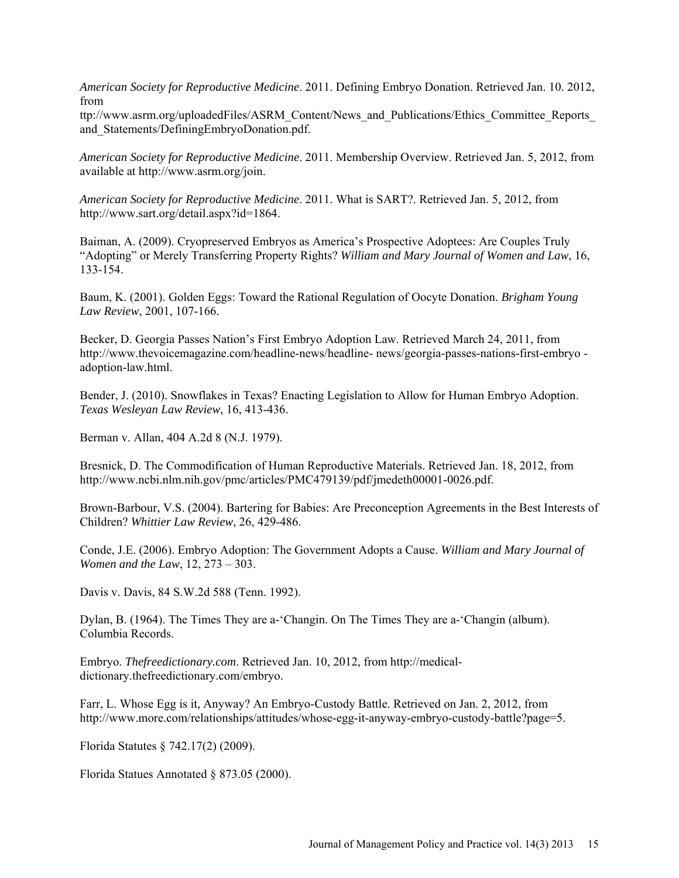*American Society for Reproductive Medicine*. 2011. Defining Embryo Donation. Retrieved Jan. 10. 2012, from ttp://www.asrm.org/uploadedFiles/ASRM_Content/News_and_Publications/Ethics_Committee_Reports_and_Statements/DefiningEmbryoDonation.pdf.

*American Society for Reproductive Medicine*. 2011. Membership Overview. Retrieved Jan. 5, 2012, from available at http://www.asrm.org/join.

*American Society for Reproductive Medicine*. 2011. What is SART?. Retrieved Jan. 5, 2012, from http://www.sart.org/detail.aspx?id=1864.

Baiman, A. (2009). Cryopreserved Embryos as America's Prospective Adoptees: Are Couples Truly "Adopting" or Merely Transferring Property Rights? *William and Mary Journal of Women and Law*, 16, 133-154.

Baum, K. (2001). Golden Eggs: Toward the Rational Regulation of Oocyte Donation. *Brigham Young Law Review*, 2001, 107-166.

Becker, D. Georgia Passes Nation's First Embryo Adoption Law. Retrieved March 24, 2011, from http://www.thevoicemagazine.com/headline-news/headline- news/georgia-passes-nations-first-embryo - adoption-law.html.

Bender, J. (2010). Snowflakes in Texas? Enacting Legislation to Allow for Human Embryo Adoption. *Texas Wesleyan Law Review*, 16, 413-436.

Berman v. Allan, 404 A.2d 8 (N.J. 1979).

Bresnick, D. The Commodification of Human Reproductive Materials. Retrieved Jan. 18, 2012, from http://www.ncbi.nlm.nih.gov/pmc/articles/PMC479139/pdf/jmedeth00001-0026.pdf.

Brown-Barbour, V.S. (2004). Bartering for Babies: Are Preconception Agreements in the Best Interests of Children? *Whittier Law Review*, 26, 429-486.

Conde, J.E. (2006). Embryo Adoption: The Government Adopts a Cause. *William and Mary Journal of Women and the Law*, 12, 273 – 303.

Davis v. Davis, 84 S.W.2d 588 (Tenn. 1992).

Dylan, B. (1964). The Times They are a-'Changin. On The Times They are a-'Changin (album). Columbia Records.

Embryo. *Thefreedictionary.com*. Retrieved Jan. 10, 2012, from http://medical-dictionary.thefreedictionary.com/embryo.

Farr, L. Whose Egg is it, Anyway? An Embryo-Custody Battle. Retrieved on Jan. 2, 2012, from http://www.more.com/relationships/attitudes/whose-egg-it-anyway-embryo-custody-battle?page=5.

Florida Statutes § 742.17(2) (2009).

Florida Statues Annotated § 873.05 (2000).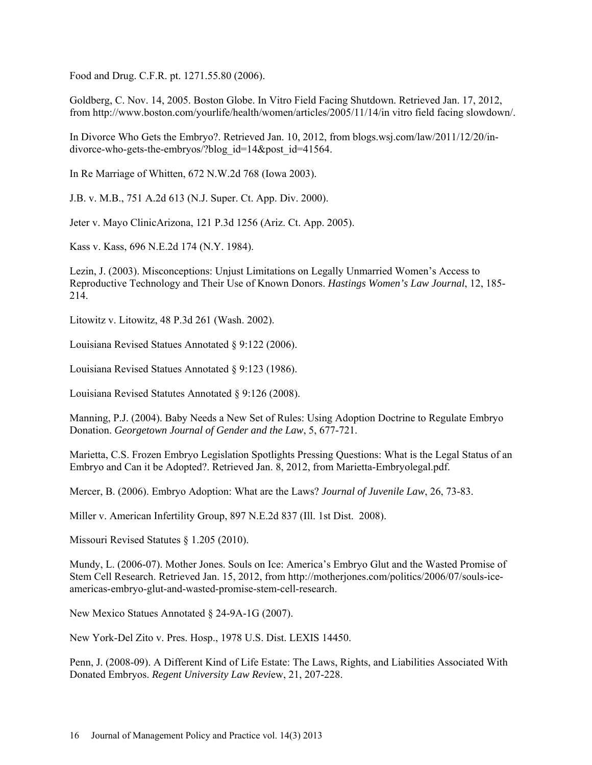Food and Drug. C.F.R. pt. 1271.55.80 (2006).

Goldberg, C. Nov. 14, 2005. Boston Globe. In Vitro Field Facing Shutdown. Retrieved Jan. 17, 2012, from http://www.boston.com/yourlife/health/women/articles/2005/11/14/in vitro field facing slowdown/.

In Divorce Who Gets the Embryo?. Retrieved Jan. 10, 2012, from blogs.wsj.com/law/2011/12/20/in-divorce-who-gets-the-embryos/?blog_id=14&post_id=41564.

In Re Marriage of Whitten, 672 N.W.2d 768 (Iowa 2003).

J.B. v. M.B., 751 A.2d 613 (N.J. Super. Ct. App. Div. 2000).

Jeter v. Mayo ClinicArizona, 121 P.3d 1256 (Ariz. Ct. App. 2005).

Kass v. Kass, 696 N.E.2d 174 (N.Y. 1984).

Lezin, J. (2003). Misconceptions: Unjust Limitations on Legally Unmarried Women's Access to Reproductive Technology and Their Use of Known Donors. *Hastings Women's Law Journal*, 12, 185-214.

Litowitz v. Litowitz, 48 P.3d 261 (Wash. 2002).

Louisiana Revised Statues Annotated § 9:122 (2006).

Louisiana Revised Statues Annotated § 9:123 (1986).

Louisiana Revised Statutes Annotated § 9:126 (2008).

Manning, P.J. (2004). Baby Needs a New Set of Rules: Using Adoption Doctrine to Regulate Embryo Donation. *Georgetown Journal of Gender and the Law*, 5, 677-721.

Marietta, C.S. Frozen Embryo Legislation Spotlights Pressing Questions: What is the Legal Status of an Embryo and Can it be Adopted?. Retrieved Jan. 8, 2012, from Marietta-Embryolegal.pdf.

Mercer, B. (2006). Embryo Adoption: What are the Laws? *Journal of Juvenile Law*, 26, 73-83.

Miller v. American Infertility Group, 897 N.E.2d 837 (Ill. 1st Dist. 2008).

Missouri Revised Statutes § 1.205 (2010).

Mundy, L. (2006-07). Mother Jones. Souls on Ice: America's Embryo Glut and the Wasted Promise of Stem Cell Research. Retrieved Jan. 15, 2012, from http://motherjones.com/politics/2006/07/souls-ice-americas-embryo-glut-and-wasted-promise-stem-cell-research.

New Mexico Statues Annotated § 24-9A-1G (2007).

New York-Del Zito v. Pres. Hosp., 1978 U.S. Dist. LEXIS 14450.

Penn, J. (2008-09). A Different Kind of Life Estate: The Laws, Rights, and Liabilities Associated With Donated Embryos. *Regent University Law Review*, 21, 207-228.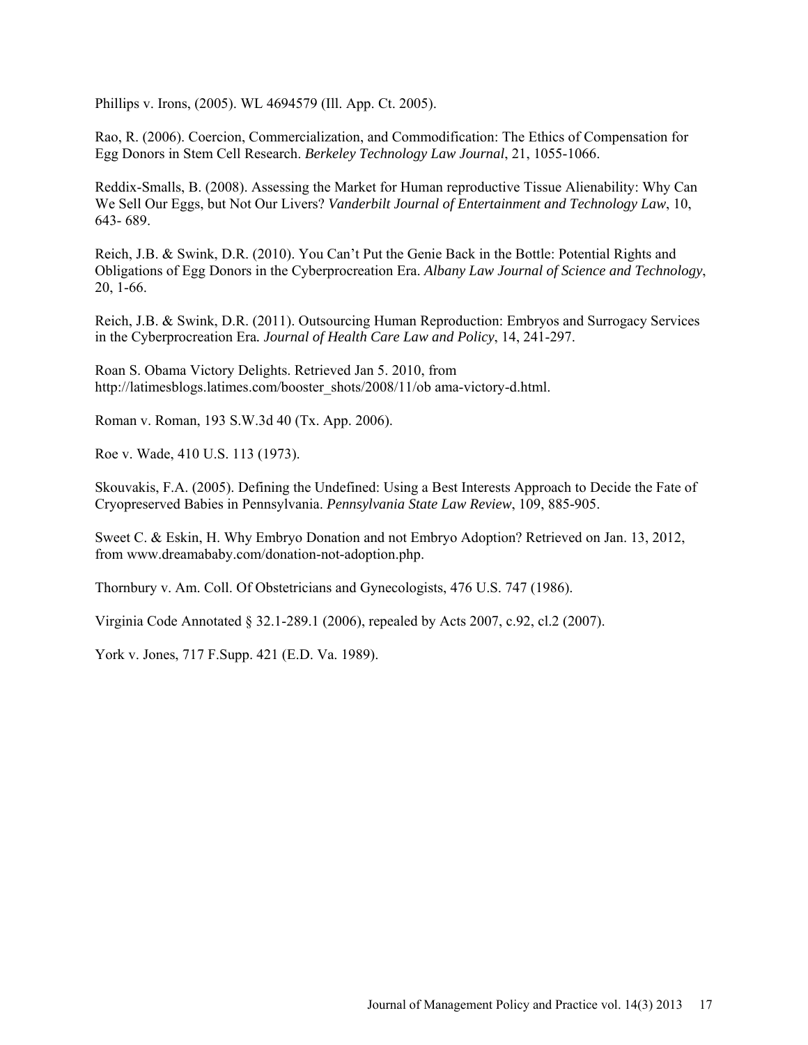Phillips v. Irons, (2005). WL 4694579 (Ill. App. Ct. 2005).

Rao, R. (2006). Coercion, Commercialization, and Commodification: The Ethics of Compensation for Egg Donors in Stem Cell Research. *Berkeley Technology Law Journal*, 21, 1055-1066.

Reddix-Smalls, B. (2008). Assessing the Market for Human reproductive Tissue Alienability: Why Can We Sell Our Eggs, but Not Our Livers? *Vanderbilt Journal of Entertainment and Technology Law*, 10, 643- 689.

Reich, J.B. & Swink, D.R. (2010). You Can't Put the Genie Back in the Bottle: Potential Rights and Obligations of Egg Donors in the Cyberprocreation Era. *Albany Law Journal of Science and Technology*, 20, 1-66.

Reich, J.B. & Swink, D.R. (2011). Outsourcing Human Reproduction: Embryos and Surrogacy Services in the Cyberprocreation Era*. Journal of Health Care Law and Policy*, 14, 241-297.

Roan S. Obama Victory Delights. Retrieved Jan 5. 2010, from http://latimesblogs.latimes.com/booster_shots/2008/11/ob ama-victory-d.html.

Roman v. Roman, 193 S.W.3d 40 (Tx. App. 2006).

Roe v. Wade, 410 U.S. 113 (1973).

Skouvakis, F.A. (2005). Defining the Undefined: Using a Best Interests Approach to Decide the Fate of Cryopreserved Babies in Pennsylvania. *Pennsylvania State Law Review*, 109, 885-905.

Sweet C. & Eskin, H. Why Embryo Donation and not Embryo Adoption? Retrieved on Jan. 13, 2012, from www.dreamababy.com/donation-not-adoption.php.

Thornbury v. Am. Coll. Of Obstetricians and Gynecologists, 476 U.S. 747 (1986).

Virginia Code Annotated § 32.1-289.1 (2006), repealed by Acts 2007, c.92, cl.2 (2007).

York v. Jones, 717 F.Supp. 421 (E.D. Va. 1989).